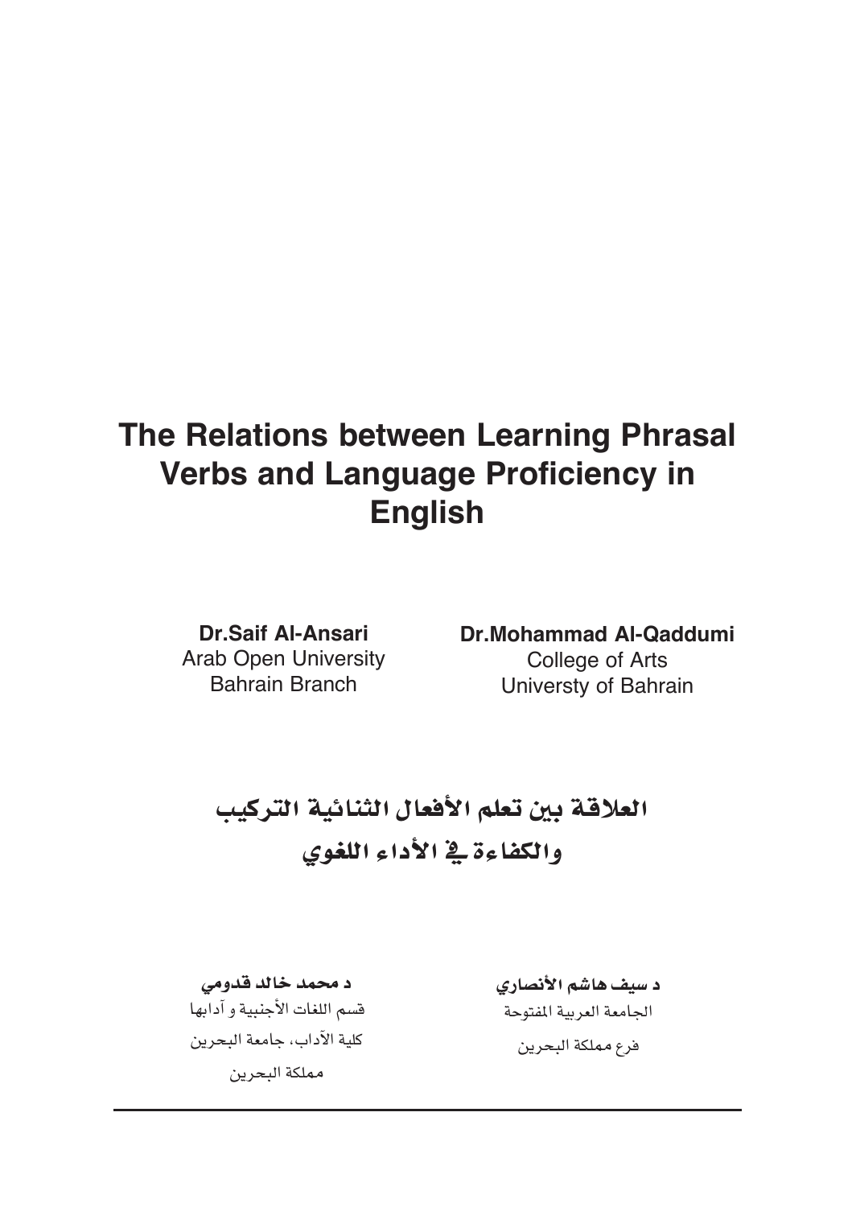# The Relations between Learning Phrasal Verbs and Language Proficiency in English

**Dr.Saif Al-Ansari**
Arab Open University
Bahrain Branch

**Dr.Mohammad Al-Qaddumi**
College of Arts
Universty of Bahrain

# العلاقة بين تعلم الأفعال الثنائية التركيب والكفاءة في الأداء اللغوي

**د سيف هاشم الأنصاري**
الجامعة العربية المفتوحة
فرع مملكة البحرين

**د محمد خالد قدومي**
قسم اللغات الأجنبية و آدابها
كلية الآداب، جامعة البحرين
مملكة البحرين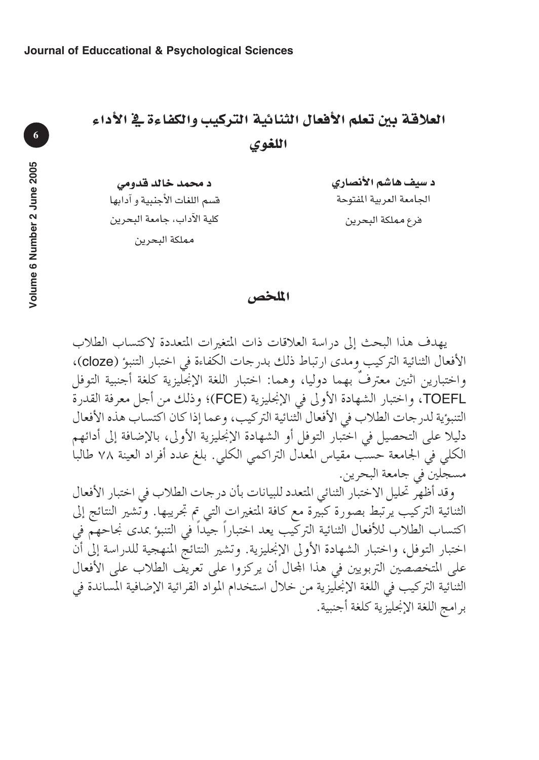# العلاقة بين تعلم الأفعال الثنائية التركيب والكفاءة في الأداء اللغوي

**د سيف هاشم الأنصاري**
الجامعة العربية المفتوحة
فرع مملكة البحرين

**د محمد خالد قدومي**
قسم اللغات الأجنبية و آدابها
كلية الآداب، جامعة البحرين
مملكة البحرين

## الملخص

يهدف هذا البحث إلى دراسة العلاقات ذات المتغيرات المتعددة لاكتساب الطلاب الأفعال الثنائية التركيب ومدى ارتباط ذلك بدرجات الكفاءة في اختبار التنبؤ (cloze)، واختبارين اثنين معترفٌ بهما دوليا، وهما: اختبار اللغة الإنجليزية كلغة أجنبية التوفل TOEFL، واختبار الشهادة الأولى في الإنجليزية (FCE)؛ وذلك من أجل معرفة القدرة التنبؤية لدرجات الطلاب في الأفعال الثنائية التركيب، وعما إذا كان اكتساب هذه الأفعال دليلا على التحصيل في اختبار التوفل أو الشهادة الإنجليزية الأولى، بالإضافة إلى أدائهم الكلي في الجامعة حسب مقياس المعدل التراكمي الكلي. بلغ عدد أفراد العينة ٧٨ طالبا مسجلين في جامعة البحرين.

وقد أظهر تحليل الاختبار الثنائي المتعدد للبيانات بأن درجات الطلاب في اختبار الأفعال الثنائية التركيب يرتبط بصورة كبيرة مع كافة المتغيرات التي تم تجريبها. وتشير النتائج إلى اكتساب الطلاب للأفعال الثنائية التركيب يعد اختباراً جيداً في التنبؤ بمدى نجاحهم في اختبار التوفل، واختبار الشهادة الأولى الإنجليزية. وتشير النتائج المنهجية للدراسة إلى أن على المتخصصين التربويين في هذا المجال أن يركزوا على تعريف الطلاب على الأفعال الثنائية التركيب في اللغة الإنجليزية من خلال استخدام المواد القرائية الإضافية المساندة في برامج اللغة الإنجليزية كلغة أجنبية.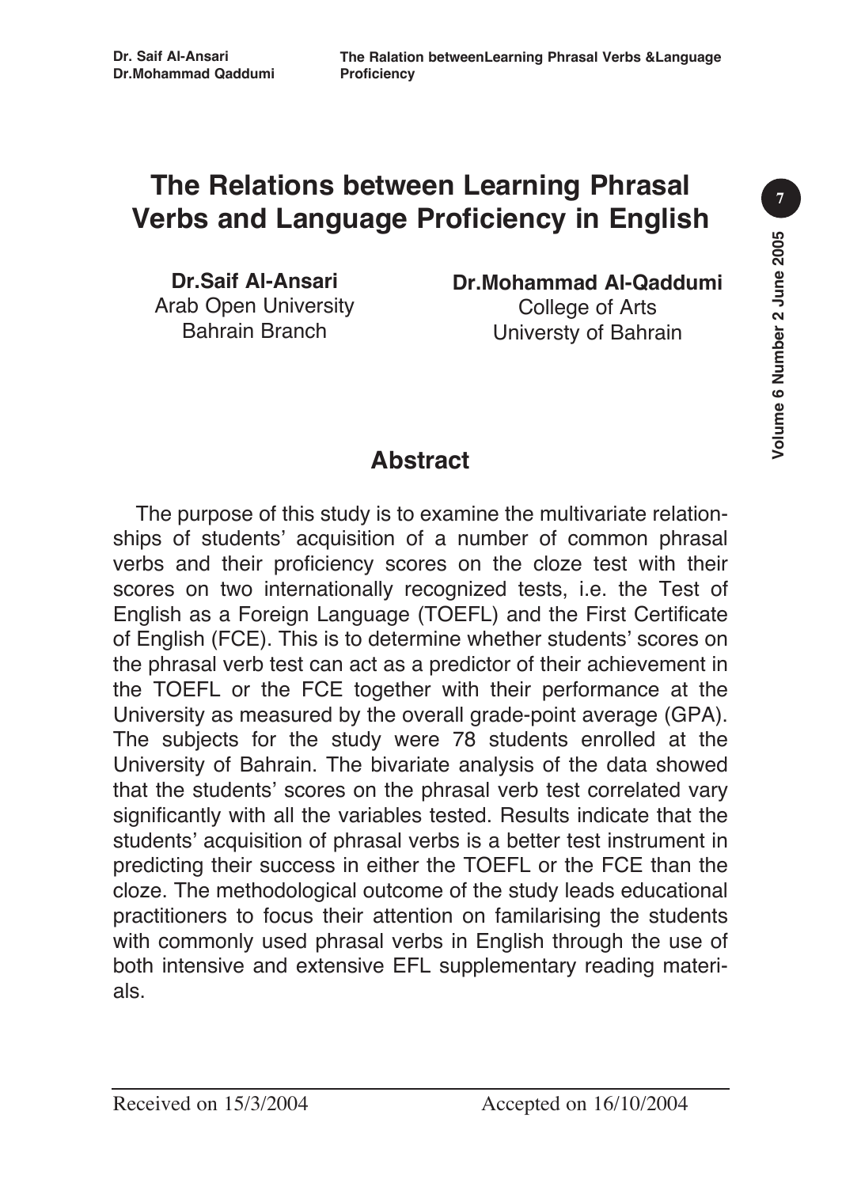# The Relations between Learning Phrasal Verbs and Language Proficiency in English

**Dr.Saif Al-Ansari**
Arab Open University
Bahrain Branch

**Dr.Mohammad Al-Qaddumi**
College of Arts
Universty of Bahrain

## Abstract

The purpose of this study is to examine the multivariate relationships of students' acquisition of a number of common phrasal verbs and their proficiency scores on the cloze test with their scores on two internationally recognized tests, i.e. the Test of English as a Foreign Language (TOEFL) and the First Certificate of English (FCE). This is to determine whether students' scores on the phrasal verb test can act as a predictor of their achievement in the TOEFL or the FCE together with their performance at the University as measured by the overall grade-point average (GPA). The subjects for the study were 78 students enrolled at the University of Bahrain. The bivariate analysis of the data showed that the students' scores on the phrasal verb test correlated vary significantly with all the variables tested. Results indicate that the students' acquisition of phrasal verbs is a better test instrument in predicting their success in either the TOEFL or the FCE than the cloze. The methodological outcome of the study leads educational practitioners to focus their attention on familarising the students with commonly used phrasal verbs in English through the use of both intensive and extensive EFL supplementary reading materials.

Received on 15/3/2004 Accepted on 16/10/2004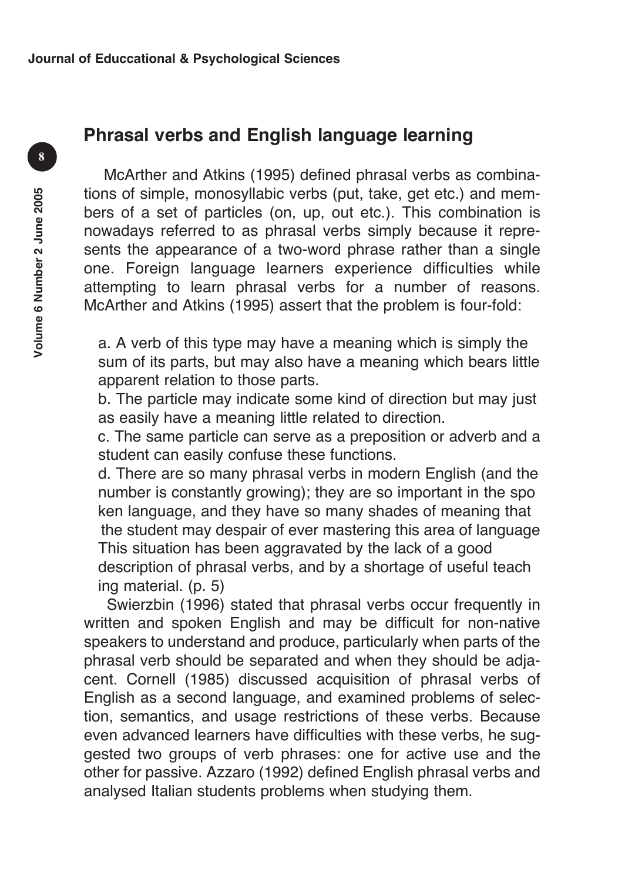## Phrasal verbs and English language learning

McArther and Atkins (1995) defined phrasal verbs as combinations of simple, monosyllabic verbs (put, take, get etc.) and members of a set of particles (on, up, out etc.). This combination is nowadays referred to as phrasal verbs simply because it represents the appearance of a two-word phrase rather than a single one. Foreign language learners experience difficulties while attempting to learn phrasal verbs for a number of reasons. McArther and Atkins (1995) assert that the problem is four-fold:

> a. A verb of this type may have a meaning which is simply the sum of its parts, but may also have a meaning which bears little apparent relation to those parts.
> b. The particle may indicate some kind of direction but may just as easily have a meaning little related to direction.
> c. The same particle can serve as a preposition or adverb and a student can easily confuse these functions.
> d. There are so many phrasal verbs in modern English (and the number is constantly growing); they are so important in the spo ken language, and they have so many shades of meaning that the student may despair of ever mastering this area of language This situation has been aggravated by the lack of a good description of phrasal verbs, and by a shortage of useful teach ing material. (p. 5)

Swierzbin (1996) stated that phrasal verbs occur frequently in written and spoken English and may be difficult for non-native speakers to understand and produce, particularly when parts of the phrasal verb should be separated and when they should be adjacent. Cornell (1985) discussed acquisition of phrasal verbs of English as a second language, and examined problems of selection, semantics, and usage restrictions of these verbs. Because even advanced learners have difficulties with these verbs, he suggested two groups of verb phrases: one for active use and the other for passive. Azzaro (1992) defined English phrasal verbs and analysed Italian students problems when studying them.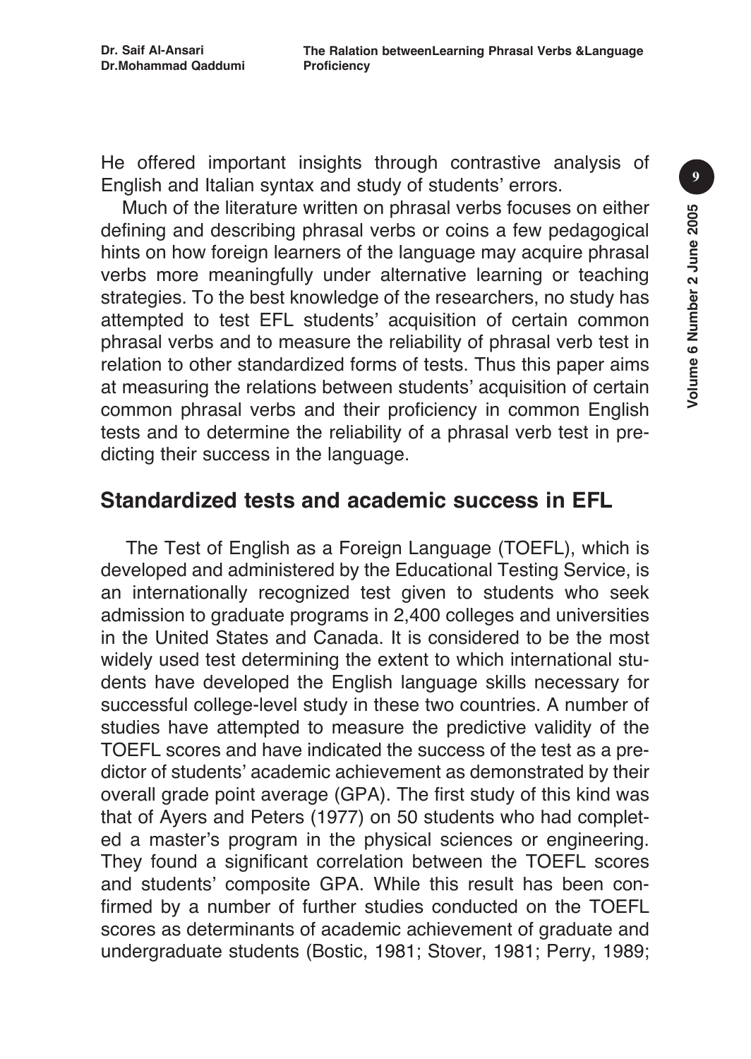He offered important insights through contrastive analysis of English and Italian syntax and study of students' errors.

Much of the literature written on phrasal verbs focuses on either defining and describing phrasal verbs or coins a few pedagogical hints on how foreign learners of the language may acquire phrasal verbs more meaningfully under alternative learning or teaching strategies. To the best knowledge of the researchers, no study has attempted to test EFL students' acquisition of certain common phrasal verbs and to measure the reliability of phrasal verb test in relation to other standardized forms of tests. Thus this paper aims at measuring the relations between students' acquisition of certain common phrasal verbs and their proficiency in common English tests and to determine the reliability of a phrasal verb test in predicting their success in the language.

## Standardized tests and academic success in EFL

The Test of English as a Foreign Language (TOEFL), which is developed and administered by the Educational Testing Service, is an internationally recognized test given to students who seek admission to graduate programs in 2,400 colleges and universities in the United States and Canada. It is considered to be the most widely used test determining the extent to which international students have developed the English language skills necessary for successful college-level study in these two countries. A number of studies have attempted to measure the predictive validity of the TOEFL scores and have indicated the success of the test as a predictor of students' academic achievement as demonstrated by their overall grade point average (GPA). The first study of this kind was that of Ayers and Peters (1977) on 50 students who had completed a master's program in the physical sciences or engineering. They found a significant correlation between the TOEFL scores and students' composite GPA. While this result has been confirmed by a number of further studies conducted on the TOEFL scores as determinants of academic achievement of graduate and undergraduate students (Bostic, 1981; Stover, 1981; Perry, 1989;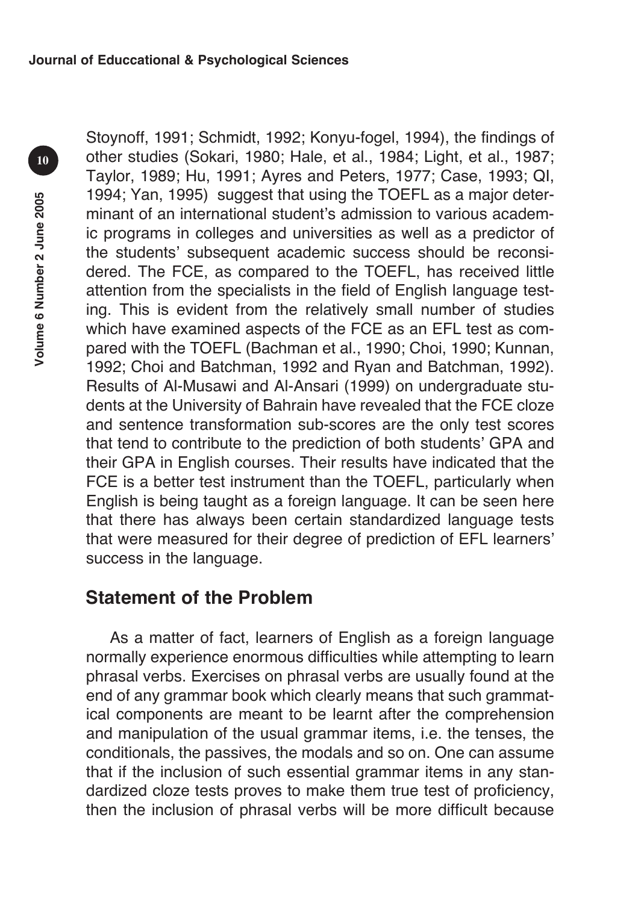Stoynoff, 1991; Schmidt, 1992; Konyu-fogel, 1994), the findings of other studies (Sokari, 1980; Hale, et al., 1984; Light, et al., 1987; Taylor, 1989; Hu, 1991; Ayres and Peters, 1977; Case, 1993; QI, 1994; Yan, 1995) suggest that using the TOEFL as a major determinant of an international student's admission to various academic programs in colleges and universities as well as a predictor of the students' subsequent academic success should be reconsidered. The FCE, as compared to the TOEFL, has received little attention from the specialists in the field of English language testing. This is evident from the relatively small number of studies which have examined aspects of the FCE as an EFL test as compared with the TOEFL (Bachman et al., 1990; Choi, 1990; Kunnan, 1992; Choi and Batchman, 1992 and Ryan and Batchman, 1992). Results of Al-Musawi and Al-Ansari (1999) on undergraduate students at the University of Bahrain have revealed that the FCE cloze and sentence transformation sub-scores are the only test scores that tend to contribute to the prediction of both students' GPA and their GPA in English courses. Their results have indicated that the FCE is a better test instrument than the TOEFL, particularly when English is being taught as a foreign language. It can be seen here that there has always been certain standardized language tests that were measured for their degree of prediction of EFL learners' success in the language.

## Statement of the Problem

As a matter of fact, learners of English as a foreign language normally experience enormous difficulties while attempting to learn phrasal verbs. Exercises on phrasal verbs are usually found at the end of any grammar book which clearly means that such grammatical components are meant to be learnt after the comprehension and manipulation of the usual grammar items, i.e. the tenses, the conditionals, the passives, the modals and so on. One can assume that if the inclusion of such essential grammar items in any standardized cloze tests proves to make them true test of proficiency, then the inclusion of phrasal verbs will be more difficult because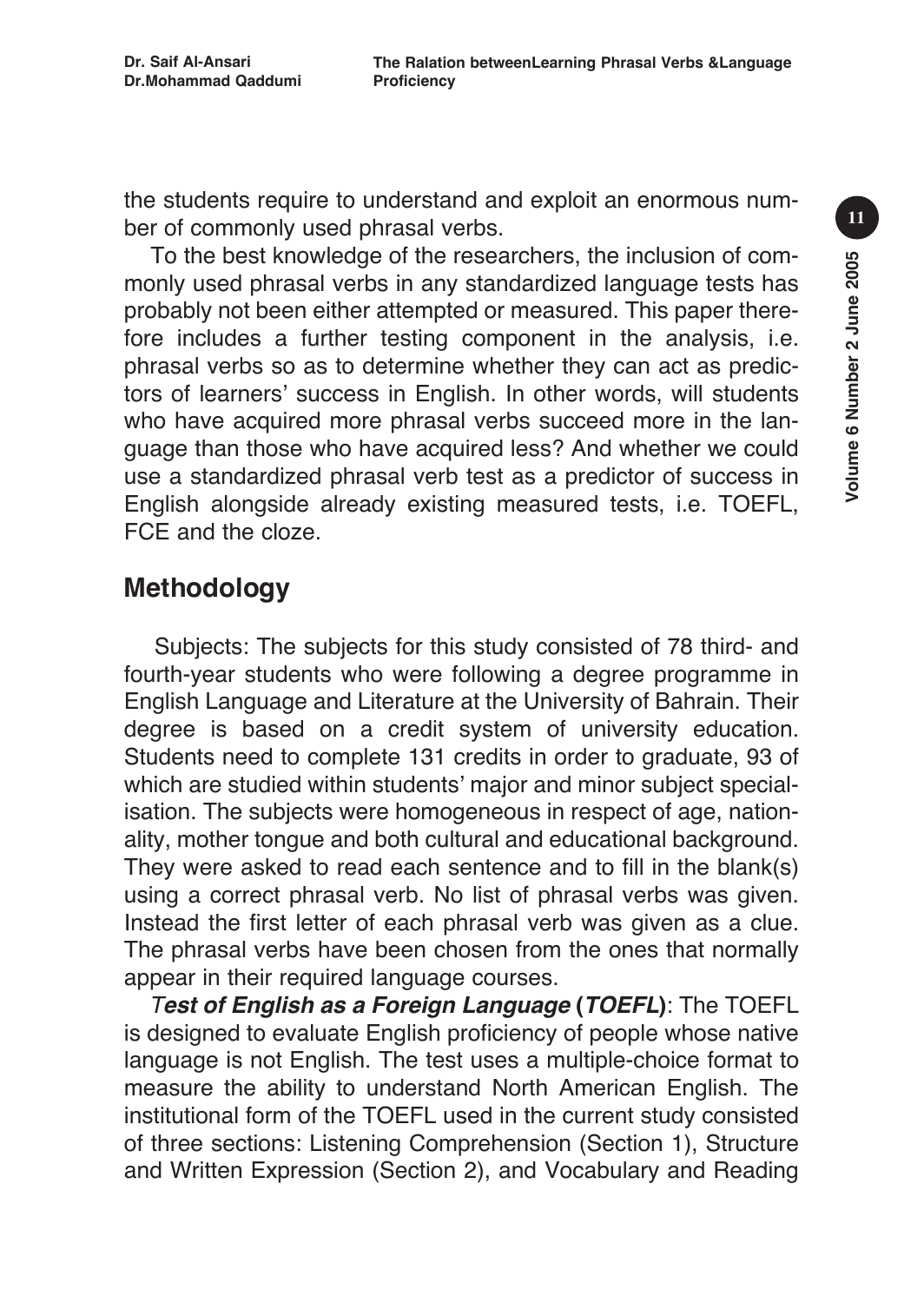the students require to understand and exploit an enormous number of commonly used phrasal verbs.

To the best knowledge of the researchers, the inclusion of commonly used phrasal verbs in any standardized language tests has probably not been either attempted or measured. This paper therefore includes a further testing component in the analysis, i.e. phrasal verbs so as to determine whether they can act as predictors of learners' success in English. In other words, will students who have acquired more phrasal verbs succeed more in the language than those who have acquired less? And whether we could use a standardized phrasal verb test as a predictor of success in English alongside already existing measured tests, i.e. TOEFL, FCE and the cloze.

## Methodology

Subjects: The subjects for this study consisted of 78 third- and fourth-year students who were following a degree programme in English Language and Literature at the University of Bahrain. Their degree is based on a credit system of university education. Students need to complete 131 credits in order to graduate, 93 of which are studied within students' major and minor subject specialisation. The subjects were homogeneous in respect of age, nationality, mother tongue and both cultural and educational background. They were asked to read each sentence and to fill in the blank(s) using a correct phrasal verb. No list of phrasal verbs was given. Instead the first letter of each phrasal verb was given as a clue. The phrasal verbs have been chosen from the ones that normally appear in their required language courses.

***Test of English as a Foreign Language* (*TOEFL*)**: The TOEFL is designed to evaluate English proficiency of people whose native language is not English. The test uses a multiple-choice format to measure the ability to understand North American English. The institutional form of the TOEFL used in the current study consisted of three sections: Listening Comprehension (Section 1), Structure and Written Expression (Section 2), and Vocabulary and Reading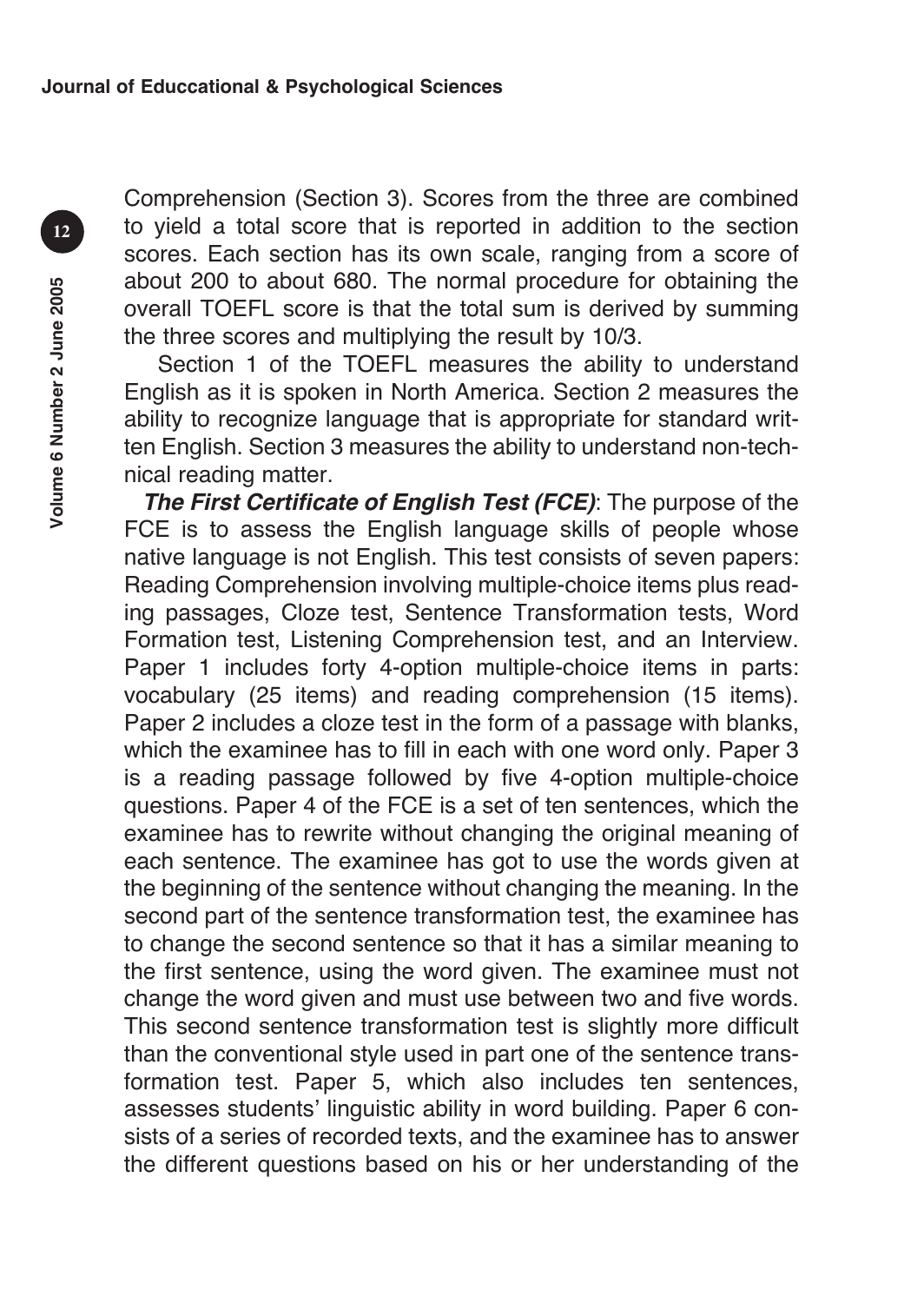Comprehension (Section 3). Scores from the three are combined to yield a total score that is reported in addition to the section scores. Each section has its own scale, ranging from a score of about 200 to about 680. The normal procedure for obtaining the overall TOEFL score is that the total sum is derived by summing the three scores and multiplying the result by 10/3.

Section 1 of the TOEFL measures the ability to understand English as it is spoken in North America. Section 2 measures the ability to recognize language that is appropriate for standard written English. Section 3 measures the ability to understand non-technical reading matter.

***The First Certificate of English Test (FCE)***: The purpose of the FCE is to assess the English language skills of people whose native language is not English. This test consists of seven papers: Reading Comprehension involving multiple-choice items plus reading passages, Cloze test, Sentence Transformation tests, Word Formation test, Listening Comprehension test, and an Interview. Paper 1 includes forty 4-option multiple-choice items in parts: vocabulary (25 items) and reading comprehension (15 items). Paper 2 includes a cloze test in the form of a passage with blanks, which the examinee has to fill in each with one word only. Paper 3 is a reading passage followed by five 4-option multiple-choice questions. Paper 4 of the FCE is a set of ten sentences, which the examinee has to rewrite without changing the original meaning of each sentence. The examinee has got to use the words given at the beginning of the sentence without changing the meaning. In the second part of the sentence transformation test, the examinee has to change the second sentence so that it has a similar meaning to the first sentence, using the word given. The examinee must not change the word given and must use between two and five words. This second sentence transformation test is slightly more difficult than the conventional style used in part one of the sentence transformation test. Paper 5, which also includes ten sentences, assesses students' linguistic ability in word building. Paper 6 consists of a series of recorded texts, and the examinee has to answer the different questions based on his or her understanding of the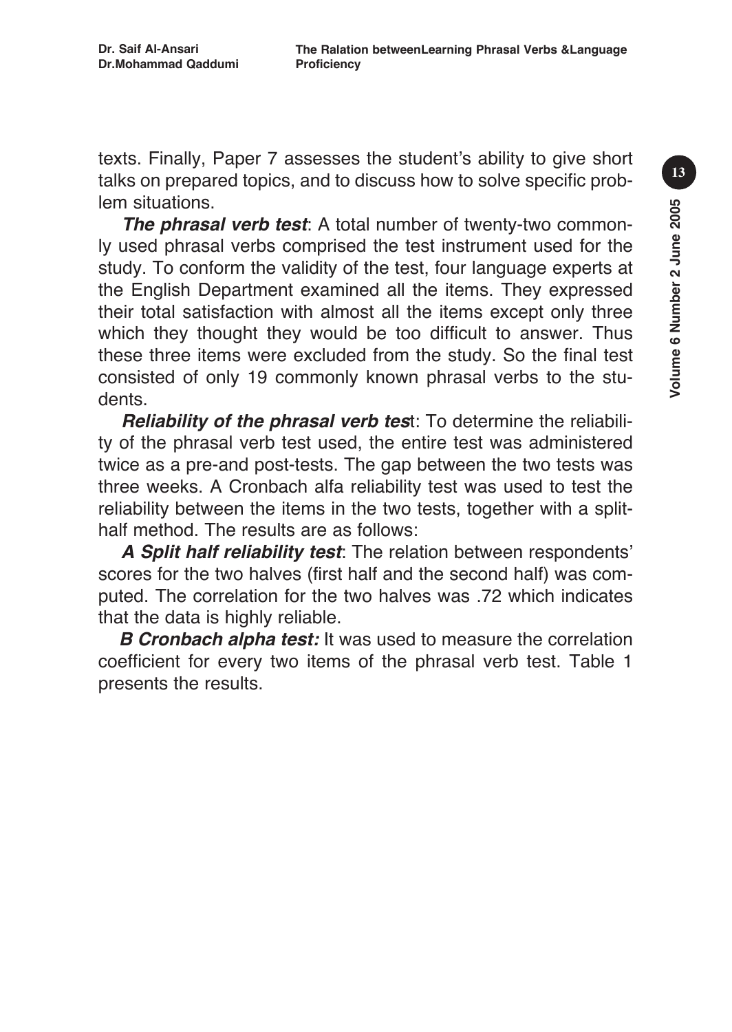texts. Finally, Paper 7 assesses the student's ability to give short talks on prepared topics, and to discuss how to solve specific problem situations.

***The phrasal verb test***: A total number of twenty-two commonly used phrasal verbs comprised the test instrument used for the study. To conform the validity of the test, four language experts at the English Department examined all the items. They expressed their total satisfaction with almost all the items except only three which they thought they would be too difficult to answer. Thus these three items were excluded from the study. So the final test consisted of only 19 commonly known phrasal verbs to the students.

***Reliability of the phrasal verb tes***t: To determine the reliability of the phrasal verb test used, the entire test was administered twice as a pre-and post-tests. The gap between the two tests was three weeks. A Cronbach alfa reliability test was used to test the reliability between the items in the two tests, together with a split-half method. The results are as follows:

***A Split half reliability test***: The relation between respondents' scores for the two halves (first half and the second half) was computed. The correlation for the two halves was .72 which indicates that the data is highly reliable.

***B Cronbach alpha test:*** It was used to measure the correlation coefficient for every two items of the phrasal verb test. Table 1 presents the results.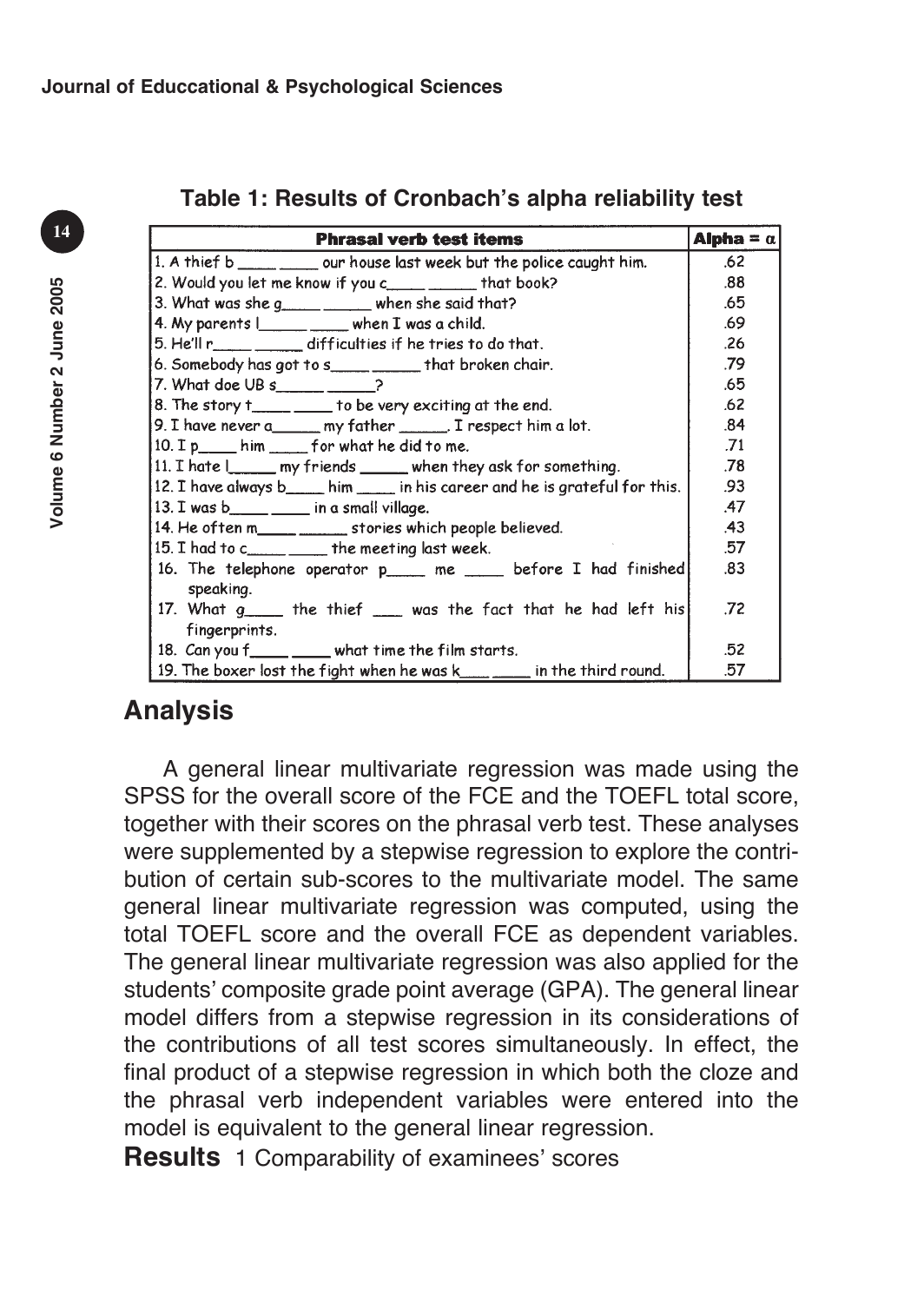**Table 1: Results of Cronbach's alpha reliability test**

| Phrasal verb test items | Alpha = α |
|---|---|
| 1. A thief b____ ____ our house last week but the police caught him. | .62 |
| 2. Would you let me know if you c____ ______ that book? | .88 |
| 3. What was she g_____ ______ when she said that? | .65 |
| 4. My parents l______ _____ when I was a child. | .69 |
| 5. He'll r_____ ______ difficulties if he tries to do that. | .26 |
| 6. Somebody has got to s_____ ______ that broken chair. | .79 |
| 7. What doe UB s______ ______? | .65 |
| 8. The story t_____ _____ to be very exciting at the end. | .62 |
| 9. I have never a______ my father ______. I respect him a lot. | .84 |
| 10. I p_____ him _____ for what he did to me. | .71 |
| 11. I hate l______ my friends ______ when they ask for something. | .78 |
| 12. I have always b_____ him _____ in his career and he is grateful for this. | .93 |
| 13. I was b_____ _____ in a small village. | .47 |
| 14. He often m_____ ______ stories which people believed. | .43 |
| 15. I had to c_____ _____ the meeting last week. | .57 |
| 16. The telephone operator p_____ me _____ before I had finished speaking. | .83 |
| 17. What g____ the thief ___ was the fact that he had left his fingerprints. | .72 |
| 18. Can you f_____ _____ what time the film starts. | .52 |
| 19. The boxer lost the fight when he was k____ _____ in the third round. | .57 |

## Analysis

A general linear multivariate regression was made using the SPSS for the overall score of the FCE and the TOEFL total score, together with their scores on the phrasal verb test. These analyses were supplemented by a stepwise regression to explore the contribution of certain sub-scores to the multivariate model. The same general linear multivariate regression was computed, using the total TOEFL score and the overall FCE as dependent variables. The general linear multivariate regression was also applied for the students' composite grade point average (GPA). The general linear model differs from a stepwise regression in its considerations of the contributions of all test scores simultaneously. In effect, the final product of a stepwise regression in which both the cloze and the phrasal verb independent variables were entered into the model is equivalent to the general linear regression.

**Results** 1 Comparability of examinees' scores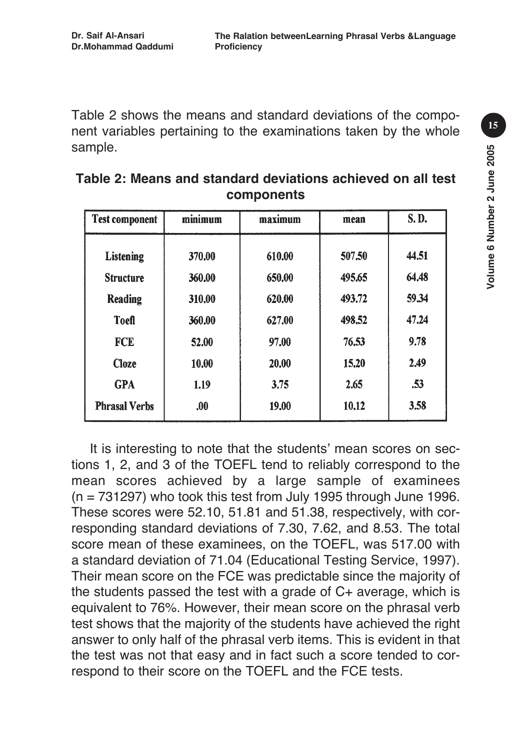Table 2 shows the means and standard deviations of the component variables pertaining to the examinations taken by the whole sample.

**Table 2: Means and standard deviations achieved on all test components**

| Test component | minimum | maximum | mean | S. D. |
|---|---|---|---|---|
| Listening | 370.00 | 610.00 | 507.50 | 44.51 |
| Structure | 360.00 | 650.00 | 495.65 | 64.48 |
| Reading | 310.00 | 620.00 | 493.72 | 59.34 |
| Toefl | 360.00 | 627.00 | 498.52 | 47.24 |
| FCE | 52.00 | 97.00 | 76.53 | 9.78 |
| Cloze | 10.00 | 20.00 | 15.20 | 2.49 |
| GPA | 1.19 | 3.75 | 2.65 | .53 |
| Phrasal Verbs | .00 | 19.00 | 10.12 | 3.58 |

It is interesting to note that the students' mean scores on sections 1, 2, and 3 of the TOEFL tend to reliably correspond to the mean scores achieved by a large sample of examinees (n = 731297) who took this test from July 1995 through June 1996. These scores were 52.10, 51.81 and 51.38, respectively, with corresponding standard deviations of 7.30, 7.62, and 8.53. The total score mean of these examinees, on the TOEFL, was 517.00 with a standard deviation of 71.04 (Educational Testing Service, 1997). Their mean score on the FCE was predictable since the majority of the students passed the test with a grade of C+ average, which is equivalent to 76%. However, their mean score on the phrasal verb test shows that the majority of the students have achieved the right answer to only half of the phrasal verb items. This is evident in that the test was not that easy and in fact such a score tended to correspond to their score on the TOEFL and the FCE tests.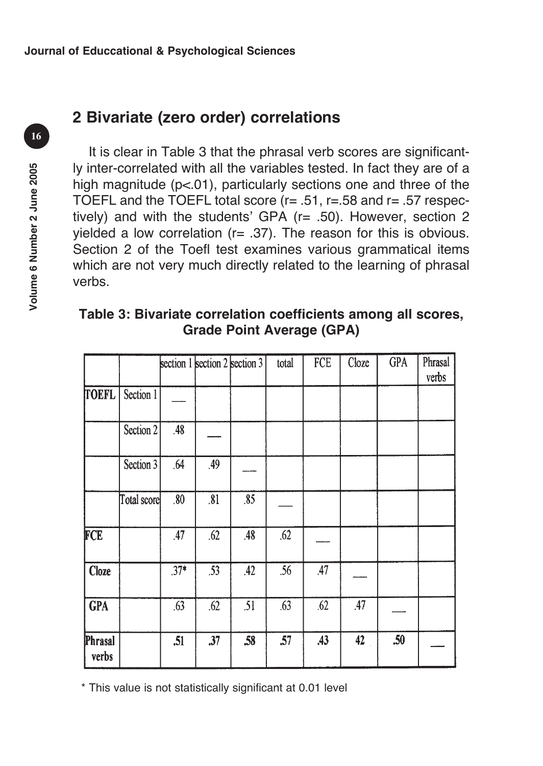## 2 Bivariate (zero order) correlations

It is clear in Table 3 that the phrasal verb scores are significantly inter-correlated with all the variables tested. In fact they are of a high magnitude ($p<.01$), particularly sections one and three of the TOEFL and the TOEFL total score ($r= .51$, $r=.58$ and $r= .57$ respectively) and with the students' GPA ($r= .50$). However, section 2 yielded a low correlation ($r= .37$). The reason for this is obvious. Section 2 of the Toefl test examines various grammatical items which are not very much directly related to the learning of phrasal verbs.

**Table 3: Bivariate correlation coefficients among all scores, Grade Point Average (GPA)**

| | | section 1 | section 2 | section 3 | total | FCE | Cloze | GPA | Phrasal verbs |
|---|---|---|---|---|---|---|---|---|---|
| **TOEFL** | Section 1 | ___ | | | | | | | |
| | Section 2 | .48 | ___ | | | | | | |
| | Section 3 | .64 | .49 | ___ | | | | | |
| | Total score | .80 | .81 | .85 | ___ | | | | |
| **FCE** | | .47 | .62 | .48 | .62 | ___ | | | |
| **Cloze** | | .37* | .53 | .42 | .56 | .47 | ___ | | |
| **GPA** | | .63 | .62 | .51 | .63 | .62 | .47 | ___ | |
| **Phrasal verbs** | | **.51** | **.37** | **.58** | **.57** | **.43** | **42** | **.50** | ___ |

* This value is not statistically significant at 0.01 level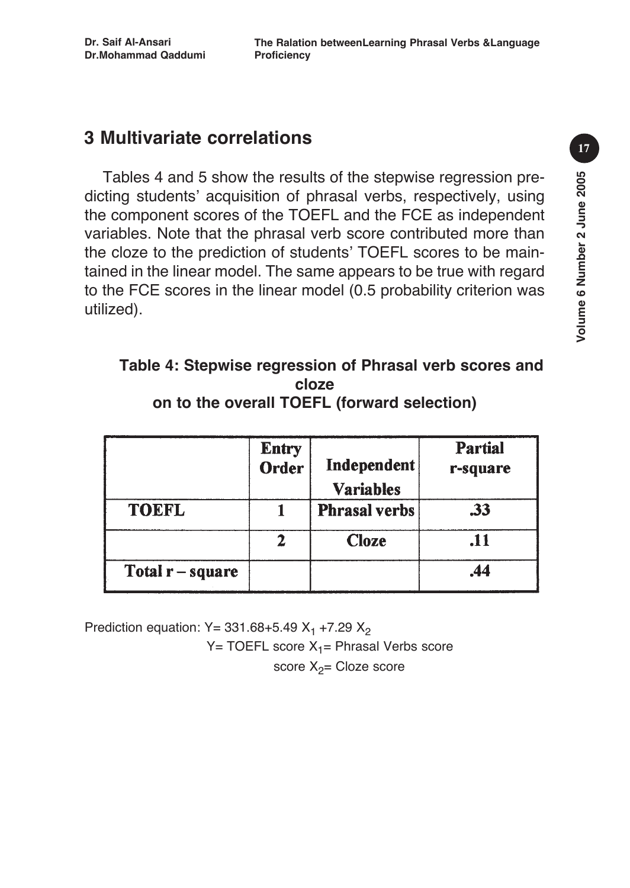## 3 Multivariate correlations

Tables 4 and 5 show the results of the stepwise regression predicting students' acquisition of phrasal verbs, respectively, using the component scores of the TOEFL and the FCE as independent variables. Note that the phrasal verb score contributed more than the cloze to the prediction of students' TOEFL scores to be maintained in the linear model. The same appears to be true with regard to the FCE scores in the linear model (0.5 probability criterion was utilized).

**Table 4: Stepwise regression of Phrasal verb scores and cloze on to the overall TOEFL (forward selection)**

| | Entry Order | Independent Variables | Partial r-square |
|---|---|---|---|
| TOEFL | 1 | Phrasal verbs | .33 |
| | 2 | Cloze | .11 |
| Total r – square | | | .44 |

Prediction equation: $Y = 331.68 + 5.49\ X_1 + 7.29\ X_2$

$Y$ = TOEFL score $X_1$ = Phrasal Verbs score

score $X_2$ = Cloze score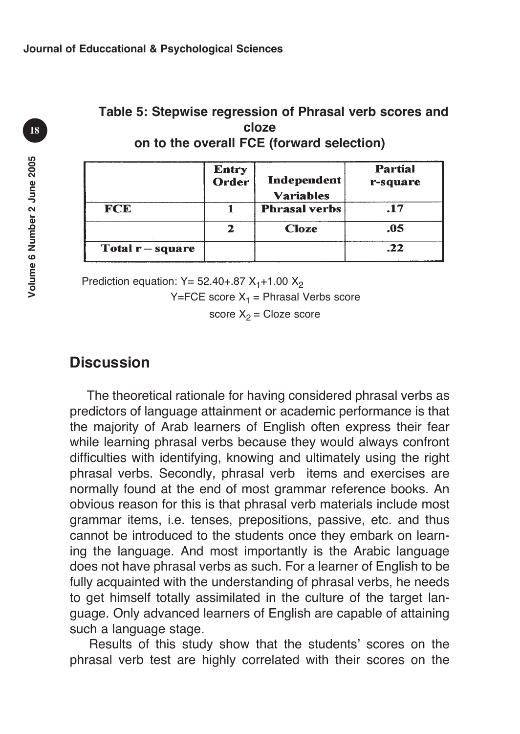**Table 5: Stepwise regression of Phrasal verb scores and cloze on to the overall FCE (forward selection)**

| | Entry Order | Independent Variables | Partial r-square |
|---|---|---|---|
| FCE | 1 | Phrasal verbs | .17 |
| | 2 | Cloze | .05 |
| Total r – square | | | .22 |

Prediction equation: $Y= 52.40+.87\ X_1+1.00\ X_2$

$Y$=FCE score $X_1$ = Phrasal Verbs score

score $X_2$ = Cloze score

## Discussion

The theoretical rationale for having considered phrasal verbs as predictors of language attainment or academic performance is that the majority of Arab learners of English often express their fear while learning phrasal verbs because they would always confront difficulties with identifying, knowing and ultimately using the right phrasal verbs. Secondly, phrasal verb items and exercises are normally found at the end of most grammar reference books. An obvious reason for this is that phrasal verb materials include most grammar items, i.e. tenses, prepositions, passive, etc. and thus cannot be introduced to the students once they embark on learning the language. And most importantly is the Arabic language does not have phrasal verbs as such. For a learner of English to be fully acquainted with the understanding of phrasal verbs, he needs to get himself totally assimilated in the culture of the target language. Only advanced learners of English are capable of attaining such a language stage.

Results of this study show that the students' scores on the phrasal verb test are highly correlated with their scores on the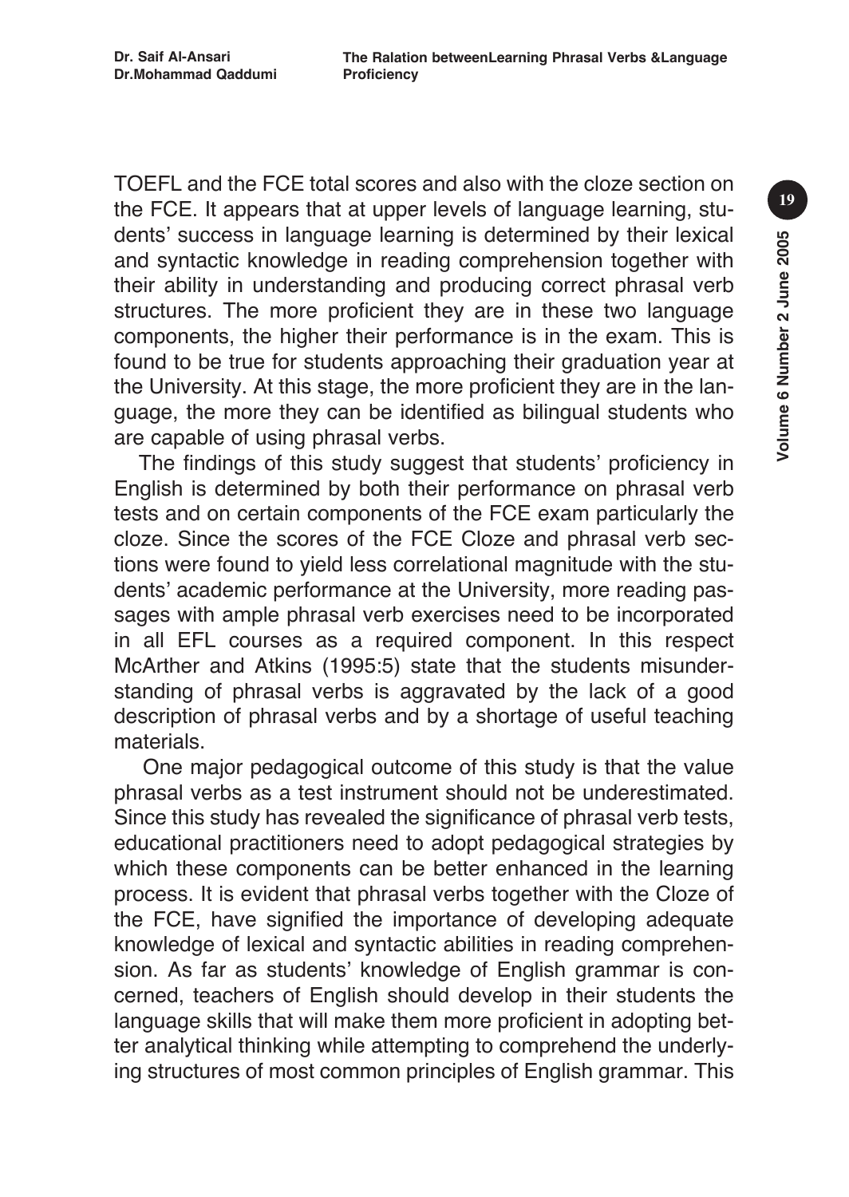TOEFL and the FCE total scores and also with the cloze section on the FCE. It appears that at upper levels of language learning, students' success in language learning is determined by their lexical and syntactic knowledge in reading comprehension together with their ability in understanding and producing correct phrasal verb structures. The more proficient they are in these two language components, the higher their performance is in the exam. This is found to be true for students approaching their graduation year at the University. At this stage, the more proficient they are in the language, the more they can be identified as bilingual students who are capable of using phrasal verbs.

The findings of this study suggest that students' proficiency in English is determined by both their performance on phrasal verb tests and on certain components of the FCE exam particularly the cloze. Since the scores of the FCE Cloze and phrasal verb sections were found to yield less correlational magnitude with the students' academic performance at the University, more reading passages with ample phrasal verb exercises need to be incorporated in all EFL courses as a required component. In this respect McArther and Atkins (1995:5) state that the students misunderstanding of phrasal verbs is aggravated by the lack of a good description of phrasal verbs and by a shortage of useful teaching materials.

One major pedagogical outcome of this study is that the value phrasal verbs as a test instrument should not be underestimated. Since this study has revealed the significance of phrasal verb tests, educational practitioners need to adopt pedagogical strategies by which these components can be better enhanced in the learning process. It is evident that phrasal verbs together with the Cloze of the FCE, have signified the importance of developing adequate knowledge of lexical and syntactic abilities in reading comprehension. As far as students' knowledge of English grammar is concerned, teachers of English should develop in their students the language skills that will make them more proficient in adopting better analytical thinking while attempting to comprehend the underlying structures of most common principles of English grammar. This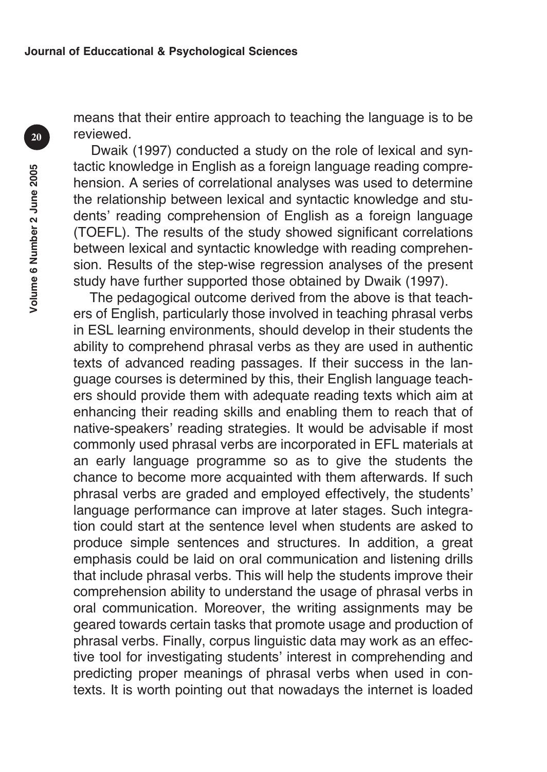means that their entire approach to teaching the language is to be reviewed.

Dwaik (1997) conducted a study on the role of lexical and syntactic knowledge in English as a foreign language reading comprehension. A series of correlational analyses was used to determine the relationship between lexical and syntactic knowledge and students' reading comprehension of English as a foreign language (TOEFL). The results of the study showed significant correlations between lexical and syntactic knowledge with reading comprehension. Results of the step-wise regression analyses of the present study have further supported those obtained by Dwaik (1997).

The pedagogical outcome derived from the above is that teachers of English, particularly those involved in teaching phrasal verbs in ESL learning environments, should develop in their students the ability to comprehend phrasal verbs as they are used in authentic texts of advanced reading passages. If their success in the language courses is determined by this, their English language teachers should provide them with adequate reading texts which aim at enhancing their reading skills and enabling them to reach that of native-speakers' reading strategies. It would be advisable if most commonly used phrasal verbs are incorporated in EFL materials at an early language programme so as to give the students the chance to become more acquainted with them afterwards. If such phrasal verbs are graded and employed effectively, the students' language performance can improve at later stages. Such integration could start at the sentence level when students are asked to produce simple sentences and structures. In addition, a great emphasis could be laid on oral communication and listening drills that include phrasal verbs. This will help the students improve their comprehension ability to understand the usage of phrasal verbs in oral communication. Moreover, the writing assignments may be geared towards certain tasks that promote usage and production of phrasal verbs. Finally, corpus linguistic data may work as an effective tool for investigating students' interest in comprehending and predicting proper meanings of phrasal verbs when used in contexts. It is worth pointing out that nowadays the internet is loaded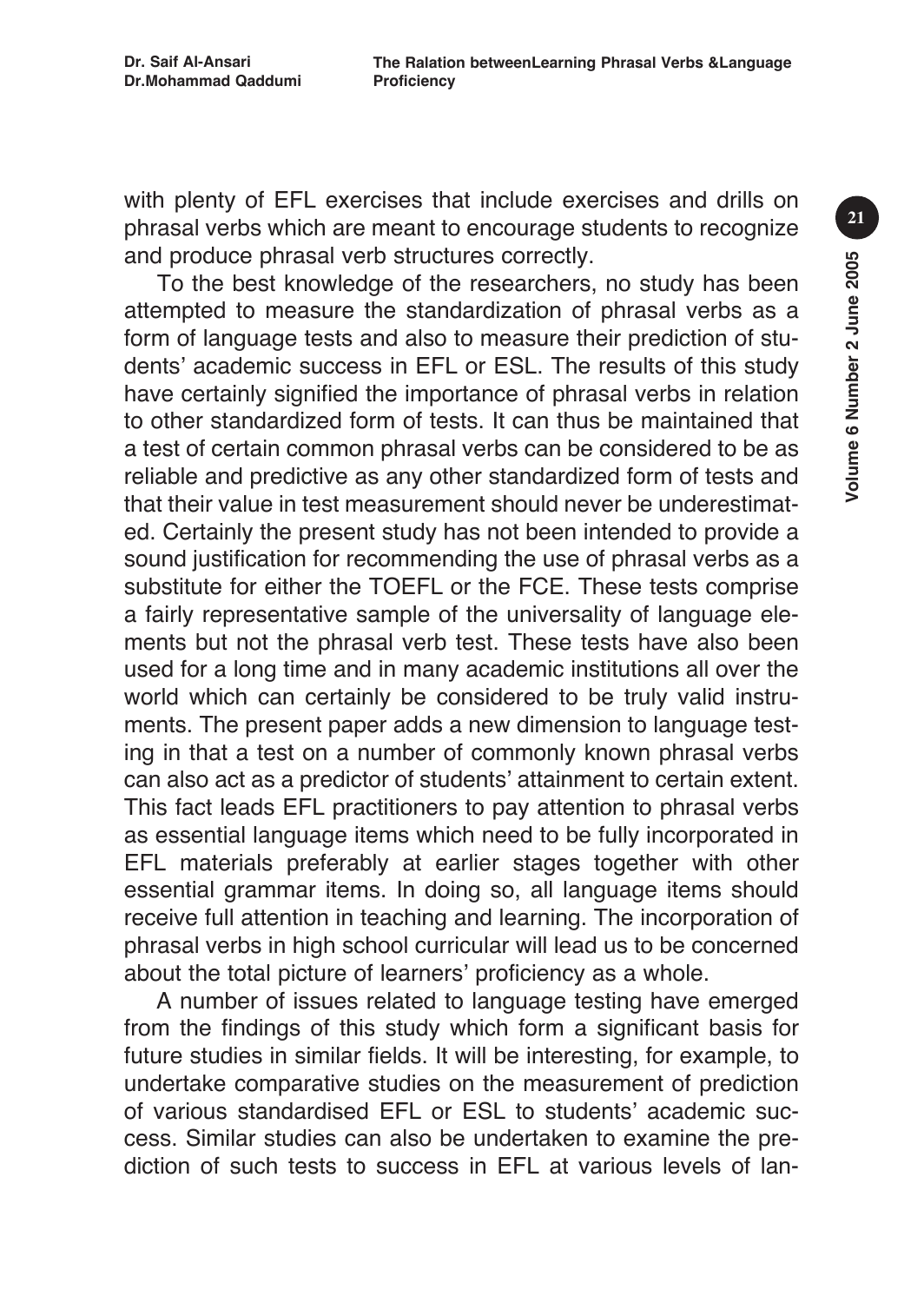with plenty of EFL exercises that include exercises and drills on phrasal verbs which are meant to encourage students to recognize and produce phrasal verb structures correctly.

To the best knowledge of the researchers, no study has been attempted to measure the standardization of phrasal verbs as a form of language tests and also to measure their prediction of students' academic success in EFL or ESL. The results of this study have certainly signified the importance of phrasal verbs in relation to other standardized form of tests. It can thus be maintained that a test of certain common phrasal verbs can be considered to be as reliable and predictive as any other standardized form of tests and that their value in test measurement should never be underestimated. Certainly the present study has not been intended to provide a sound justification for recommending the use of phrasal verbs as a substitute for either the TOEFL or the FCE. These tests comprise a fairly representative sample of the universality of language elements but not the phrasal verb test. These tests have also been used for a long time and in many academic institutions all over the world which can certainly be considered to be truly valid instruments. The present paper adds a new dimension to language testing in that a test on a number of commonly known phrasal verbs can also act as a predictor of students' attainment to certain extent. This fact leads EFL practitioners to pay attention to phrasal verbs as essential language items which need to be fully incorporated in EFL materials preferably at earlier stages together with other essential grammar items. In doing so, all language items should receive full attention in teaching and learning. The incorporation of phrasal verbs in high school curricular will lead us to be concerned about the total picture of learners' proficiency as a whole.

A number of issues related to language testing have emerged from the findings of this study which form a significant basis for future studies in similar fields. It will be interesting, for example, to undertake comparative studies on the measurement of prediction of various standardised EFL or ESL to students' academic success. Similar studies can also be undertaken to examine the prediction of such tests to success in EFL at various levels of lan-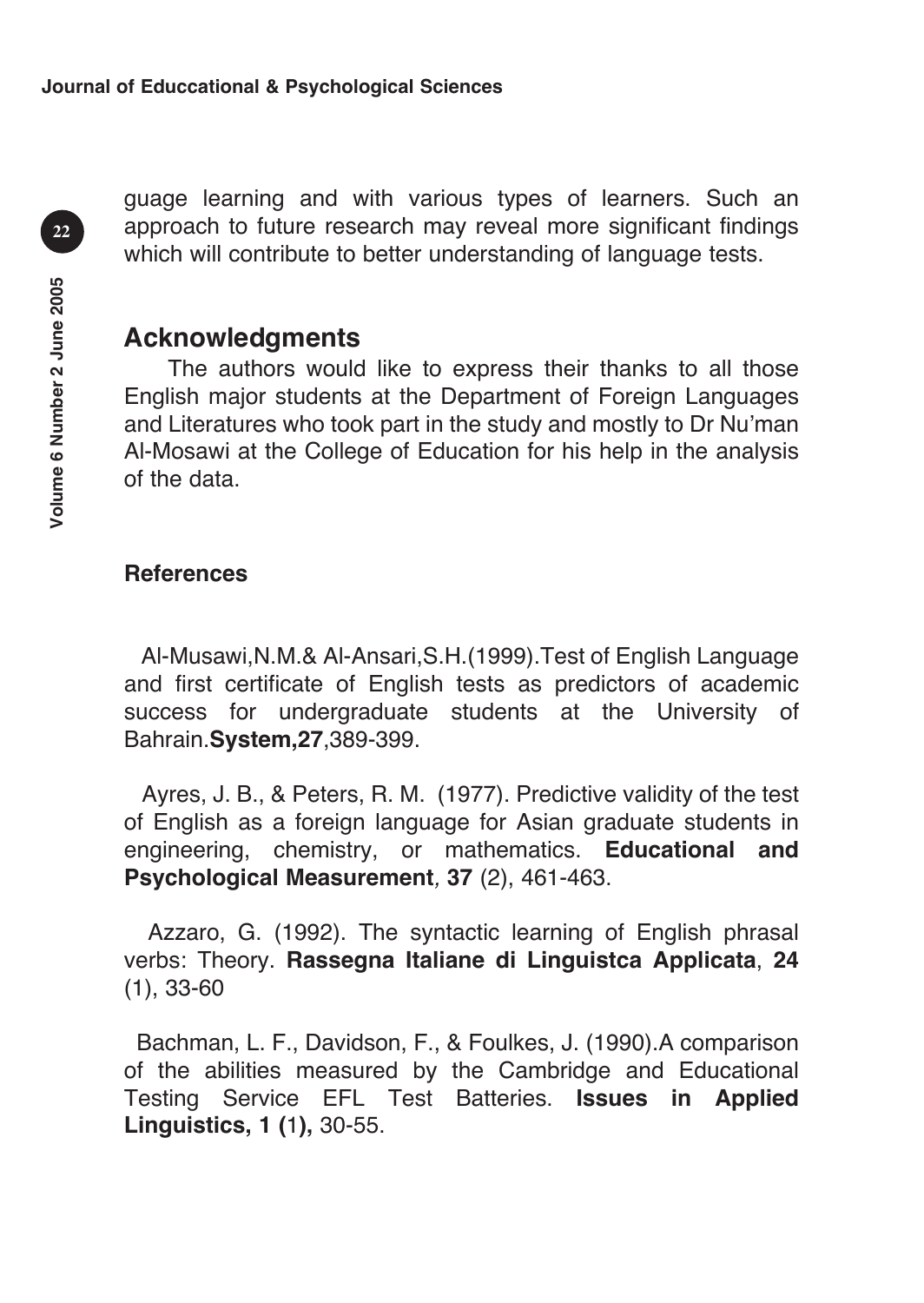guage learning and with various types of learners. Such an approach to future research may reveal more significant findings which will contribute to better understanding of language tests.

## Acknowledgments

The authors would like to express their thanks to all those English major students at the Department of Foreign Languages and Literatures who took part in the study and mostly to Dr Nu'man Al-Mosawi at the College of Education for his help in the analysis of the data.

### References

Al-Musawi,N.M.& Al-Ansari,S.H.(1999).Test of English Language and first certificate of English tests as predictors of academic success for undergraduate students at the University of Bahrain.**System,27**,389-399.

Ayres, J. B., & Peters, R. M. (1977). Predictive validity of the test of English as a foreign language for Asian graduate students in engineering, chemistry, or mathematics. **Educational and Psychological Measurement**, **37** (2), 461-463.

Azzaro, G. (1992). The syntactic learning of English phrasal verbs: Theory. **Rassegna Italiane di Linguistca Applicata**, **24** (1), 33-60

Bachman, L. F., Davidson, F., & Foulkes, J. (1990).A comparison of the abilities measured by the Cambridge and Educational Testing Service EFL Test Batteries. **Issues in Applied Linguistics, 1 (1),** 30-55.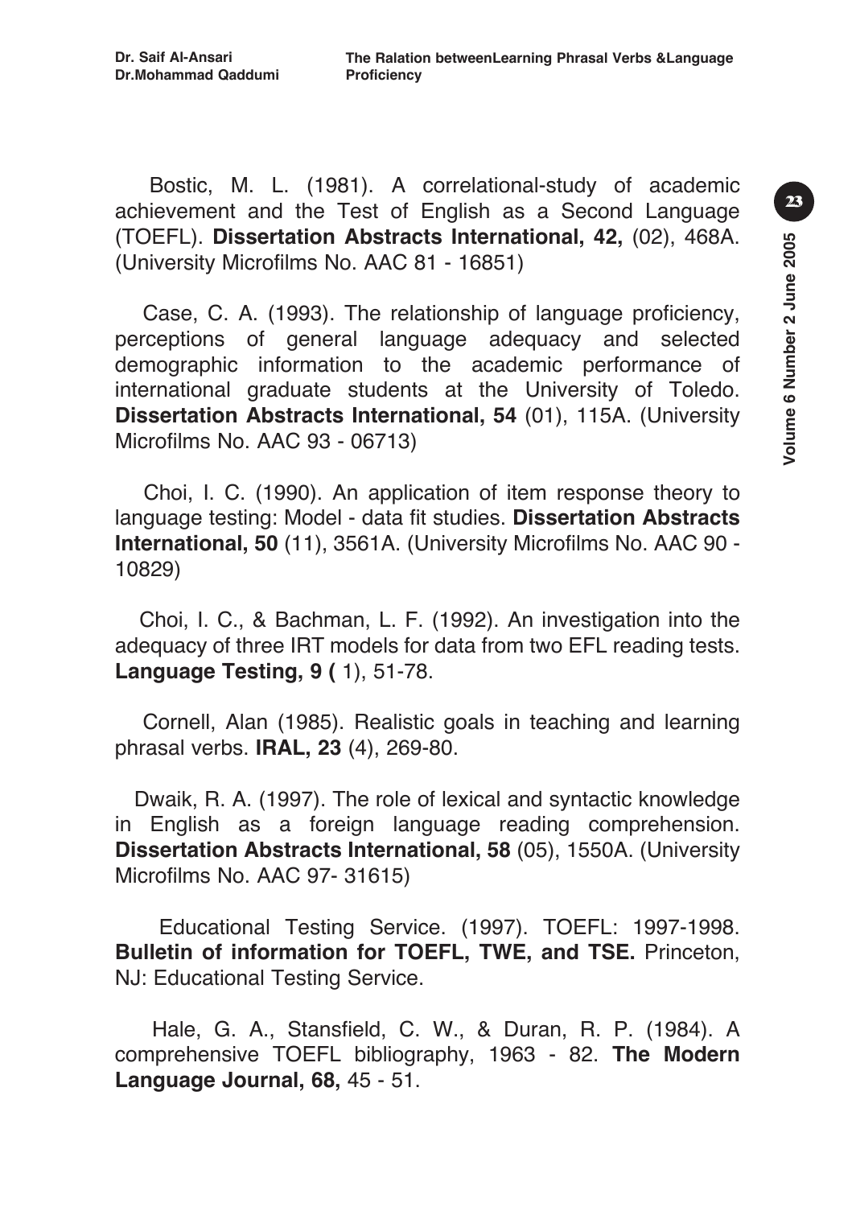Bostic, M. L. (1981). A correlational-study of academic achievement and the Test of English as a Second Language (TOEFL). **Dissertation Abstracts International, 42,** (02), 468A. (University Microfilms No. AAC 81 - 16851)

Case, C. A. (1993). The relationship of language proficiency, perceptions of general language adequacy and selected demographic information to the academic performance of international graduate students at the University of Toledo. **Dissertation Abstracts International, 54** (01), 115A. (University Microfilms No. AAC 93 - 06713)

Choi, I. C. (1990). An application of item response theory to language testing: Model - data fit studies. **Dissertation Abstracts International, 50** (11), 3561A. (University Microfilms No. AAC 90 - 10829)

Choi, I. C., & Bachman, L. F. (1992). An investigation into the adequacy of three IRT models for data from two EFL reading tests. **Language Testing, 9 (** 1), 51-78.

Cornell, Alan (1985). Realistic goals in teaching and learning phrasal verbs. **IRAL, 23** (4), 269-80.

Dwaik, R. A. (1997). The role of lexical and syntactic knowledge in English as a foreign language reading comprehension. **Dissertation Abstracts International, 58** (05), 1550A. (University Microfilms No. AAC 97- 31615)

Educational Testing Service. (1997). TOEFL: 1997-1998. **Bulletin of information for TOEFL, TWE, and TSE.** Princeton, NJ: Educational Testing Service.

Hale, G. A., Stansfield, C. W., & Duran, R. P. (1984). A comprehensive TOEFL bibliography, 1963 - 82. **The Modern Language Journal, 68,** 45 - 51.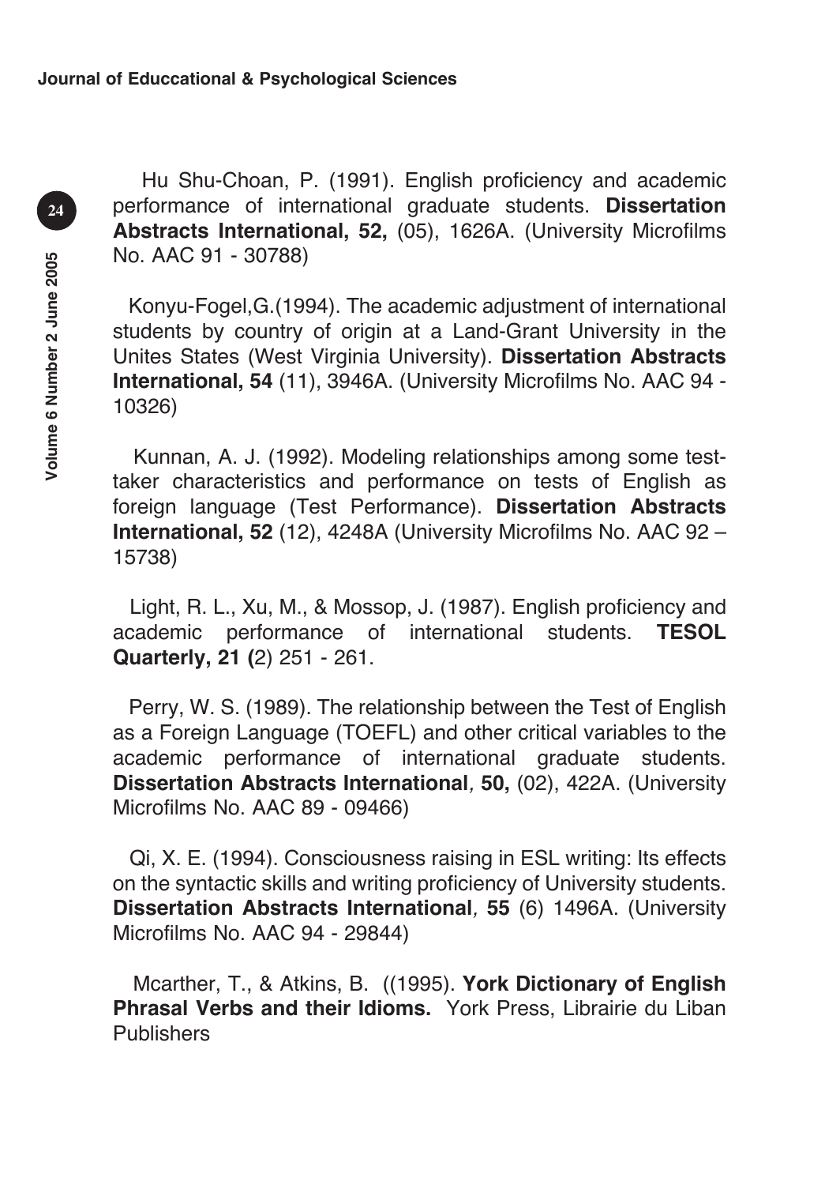Hu Shu-Choan, P. (1991). English proficiency and academic performance of international graduate students. **Dissertation Abstracts International, 52,** (05), 1626A. (University Microfilms No. AAC 91 - 30788)

Konyu-Fogel,G.(1994). The academic adjustment of international students by country of origin at a Land-Grant University in the Unites States (West Virginia University). **Dissertation Abstracts International, 54** (11), 3946A. (University Microfilms No. AAC 94 - 10326)

Kunnan, A. J. (1992). Modeling relationships among some test-taker characteristics and performance on tests of English as foreign language (Test Performance). **Dissertation Abstracts International, 52** (12), 4248A (University Microfilms No. AAC 92 – 15738)

Light, R. L., Xu, M., & Mossop, J. (1987). English proficiency and academic performance of international students. **TESOL Quarterly, 21 (**2) 251 - 261.

Perry, W. S. (1989). The relationship between the Test of English as a Foreign Language (TOEFL) and other critical variables to the academic performance of international graduate students. **Dissertation Abstracts International***,* **50,** (02), 422A. (University Microfilms No. AAC 89 - 09466)

Qi, X. E. (1994). Consciousness raising in ESL writing: Its effects on the syntactic skills and writing proficiency of University students. **Dissertation Abstracts International***,* **55** (6) 1496A. (University Microfilms No. AAC 94 - 29844)

Mcarther, T., & Atkins, B. ((1995). **York Dictionary of English Phrasal Verbs and their Idioms.** York Press, Librairie du Liban Publishers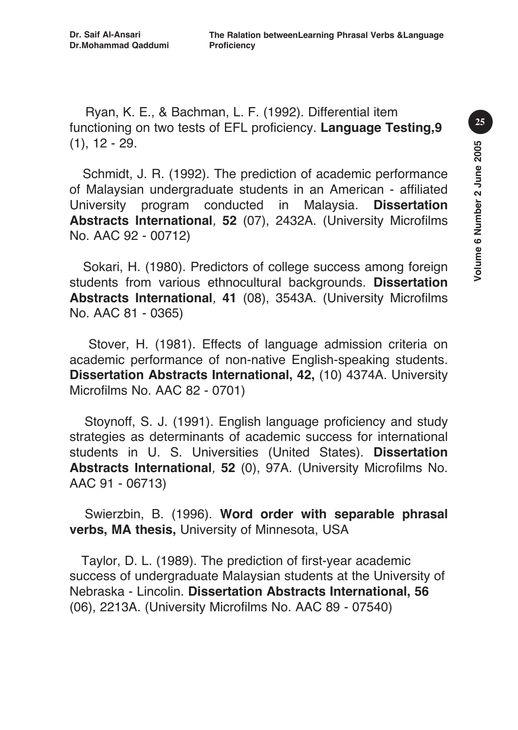Ryan, K. E., & Bachman, L. F. (1992). Differential item functioning on two tests of EFL proficiency. **Language Testing,9** (1), 12 - 29.

Schmidt, J. R. (1992). The prediction of academic performance of Malaysian undergraduate students in an American - affiliated University program conducted in Malaysia*.* **Dissertation Abstracts International***,* **52** (07), 2432A. (University Microfilms No. AAC 92 - 00712)

Sokari, H. (1980). Predictors of college success among foreign students from various ethnocultural backgrounds. **Dissertation Abstracts International***,* **41** (08), 3543A. (University Microfilms No. AAC 81 - 0365)

Stover, H. (1981). Effects of language admission criteria on academic performance of non-native English-speaking students*.* **Dissertation Abstracts International, 42,** (10) 4374A. University Microfilms No. AAC 82 - 0701)

Stoynoff, S. J. (1991). English language proficiency and study strategies as determinants of academic success for international students in U. S. Universities (United States). **Dissertation Abstracts International***,* **52** (0), 97A. (University Microfilms No. AAC 91 - 06713)

Swierzbin, B. (1996). **Word order with separable phrasal verbs, MA thesis,** University of Minnesota, USA

Taylor, D. L. (1989). The prediction of first-year academic success of undergraduate Malaysian students at the University of Nebraska - Lincolin. **Dissertation Abstracts International, 56** (06), 2213A. (University Microfilms No. AAC 89 - 07540)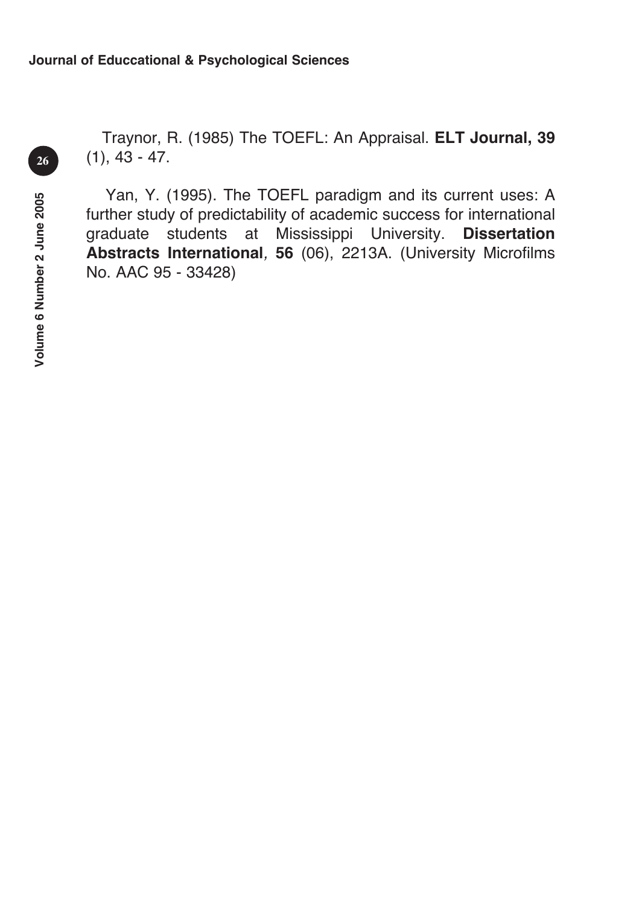Traynor, R. (1985) The TOEFL: An Appraisal. **ELT Journal, 39** (1), 43 - 47.

Yan, Y. (1995). The TOEFL paradigm and its current uses: A further study of predictability of academic success for international graduate students at Mississippi University. **Dissertation Abstracts International**, **56** (06), 2213A. (University Microfilms No. AAC 95 - 33428)